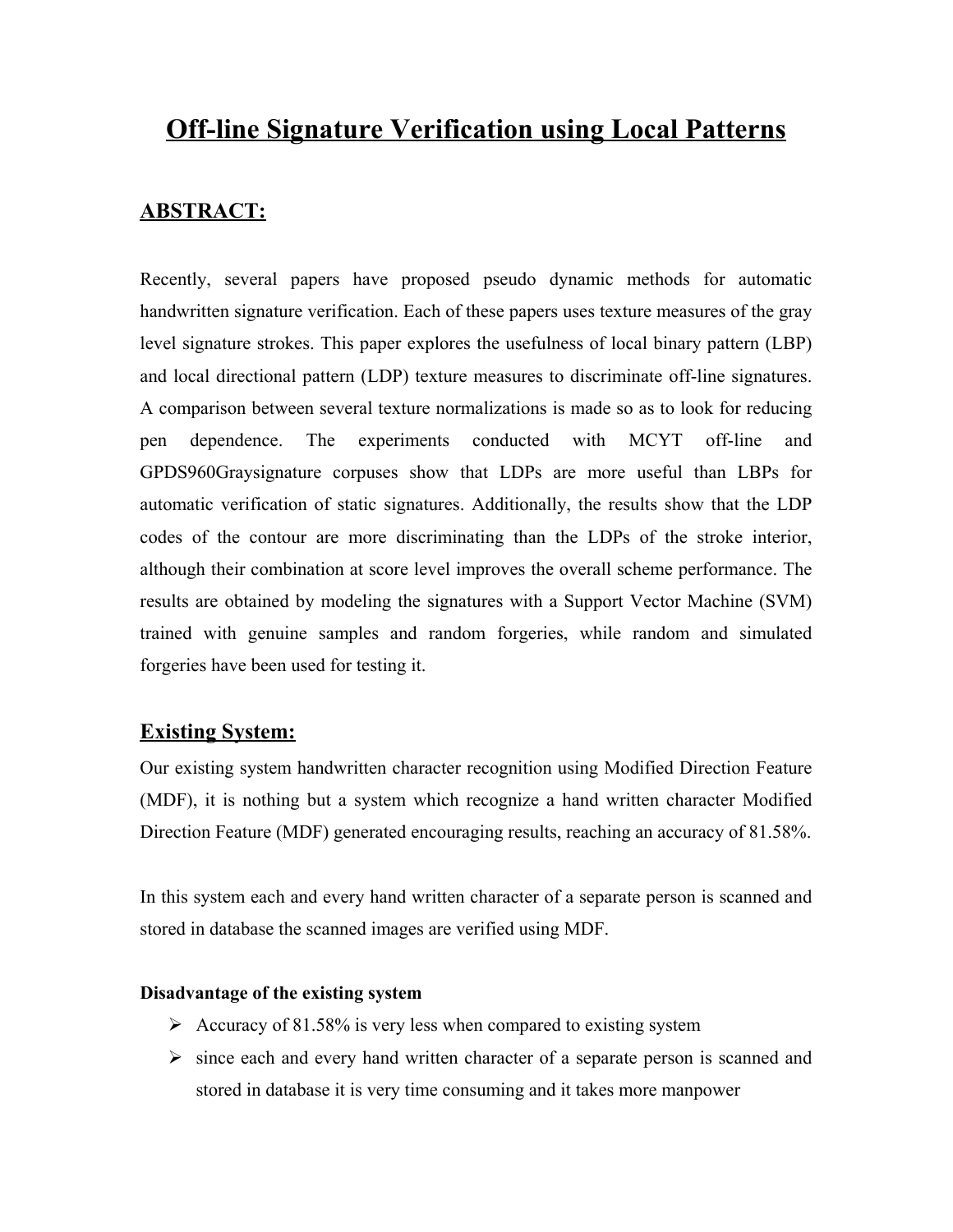# Off-line Signature Verification using Local Patterns

## ABSTRACT:

Recently, several papers have proposed pseudo dynamic methods for automatic handwritten signature verification. Each of these papers uses texture measures of the gray level signature strokes. This paper explores the usefulness of local binary pattern (LBP) and local directional pattern (LDP) texture measures to discriminate off-line signatures. A comparison between several texture normalizations is made so as to look for reducing pen dependence. The experiments conducted with MCYT off-line and GPDS960Graysignature corpuses show that LDPs are more useful than LBPs for automatic verification of static signatures. Additionally, the results show that the LDP codes of the contour are more discriminating than the LDPs of the stroke interior, although their combination at score level improves the overall scheme performance. The results are obtained by modeling the signatures with a Support Vector Machine (SVM) trained with genuine samples and random forgeries, while random and simulated forgeries have been used for testing it.

## Existing System:

Our existing system handwritten character recognition using Modified Direction Feature (MDF), it is nothing but a system which recognize a hand written character Modified Direction Feature (MDF) generated encouraging results, reaching an accuracy of 81.58%.

In this system each and every hand written character of a separate person is scanned and stored in database the scanned images are verified using MDF.

**Disadvantage of the existing system**

- Accuracy of 81.58% is very less when compared to existing system
- since each and every hand written character of a separate person is scanned and stored in database it is very time consuming and it takes more manpower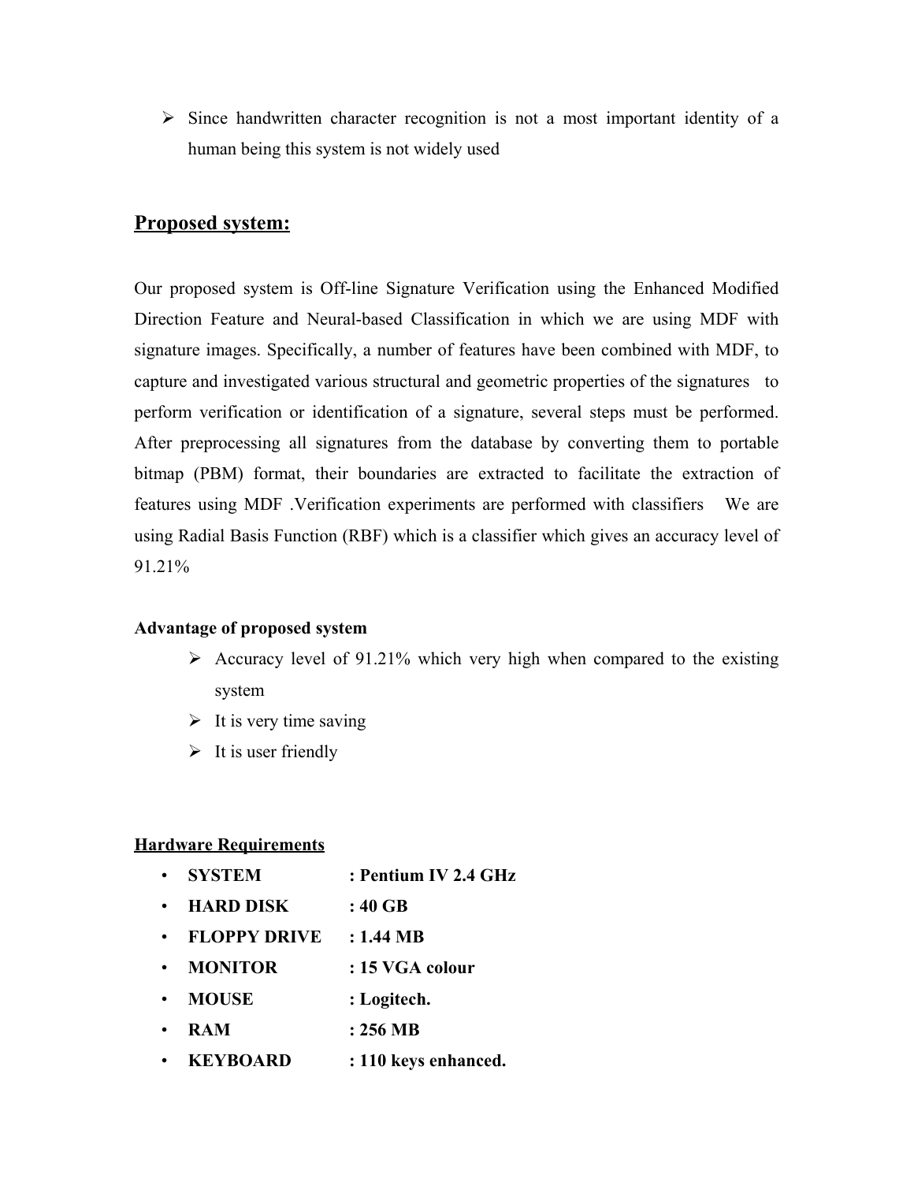- Since handwritten character recognition is not a most important identity of a human being this system is not widely used

## Proposed system:

Our proposed system is Off-line Signature Verification using the Enhanced Modified Direction Feature and Neural-based Classification in which we are using MDF with signature images. Specifically, a number of features have been combined with MDF, to capture and investigated various structural and geometric properties of the signatures to perform verification or identification of a signature, several steps must be performed. After preprocessing all signatures from the database by converting them to portable bitmap (PBM) format, their boundaries are extracted to facilitate the extraction of features using MDF .Verification experiments are performed with classifiers We are using Radial Basis Function (RBF) which is a classifier which gives an accuracy level of 91.21%

**Advantage of proposed system**

- Accuracy level of 91.21% which very high when compared to the existing system
- It is very time saving
- It is user friendly

### Hardware Requirements

- **SYSTEM : Pentium IV 2.4 GHz**
- **HARD DISK : 40 GB**
- **FLOPPY DRIVE : 1.44 MB**
- **MONITOR : 15 VGA colour**
- **MOUSE : Logitech.**
- **RAM : 256 MB**
- **KEYBOARD : 110 keys enhanced.**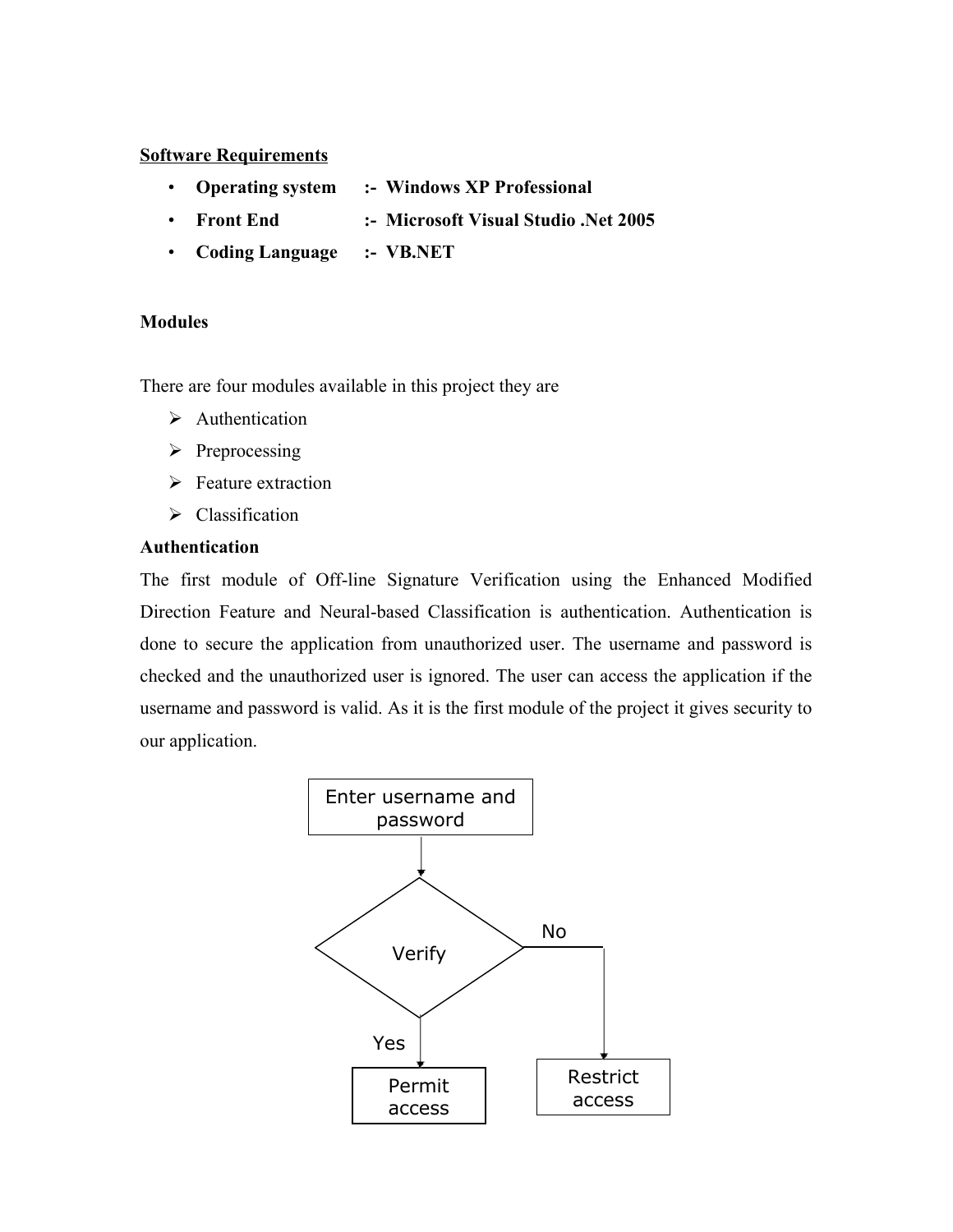## Software Requirements

- **Operating system** :- **Windows XP Professional**
- **Front End** :- **Microsoft Visual Studio .Net 2005**
- **Coding Language** :- **VB.NET**

## Modules

There are four modules available in this project they are

- Authentication
- Preprocessing
- Feature extraction
- Classification

### Authentication

The first module of Off-line Signature Verification using the Enhanced Modified Direction Feature and Neural-based Classification is authentication. Authentication is done to secure the application from unauthorized user. The username and password is checked and the unauthorized user is ignored. The user can access the application if the username and password is valid. As it is the first module of the project it gives security to our application.

Enter username and password

Verify

No

Yes

Permit access

Restrict access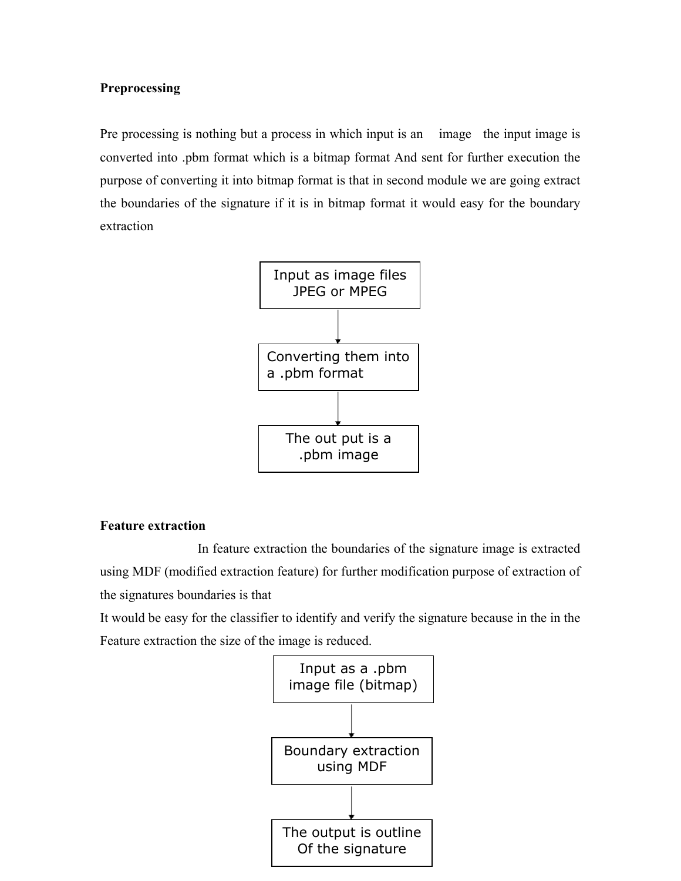**Preprocessing**

Pre processing is nothing but a process in which input is an image the input image is converted into .pbm format which is a bitmap format And sent for further execution the purpose of converting it into bitmap format is that in second module we are going extract the boundaries of the signature if it is in bitmap format it would easy for the boundary extraction

Input as image files JPEG or MPEG

↓

Converting them into a .pbm format

↓

The out put is a .pbm image

**Feature extraction**

In feature extraction the boundaries of the signature image is extracted using MDF (modified extraction feature) for further modification purpose of extraction of the signatures boundaries is that

It would be easy for the classifier to identify and verify the signature because in the in the Feature extraction the size of the image is reduced.

Input as a .pbm image file (bitmap)

↓

Boundary extraction using MDF

↓

The output is outline Of the signature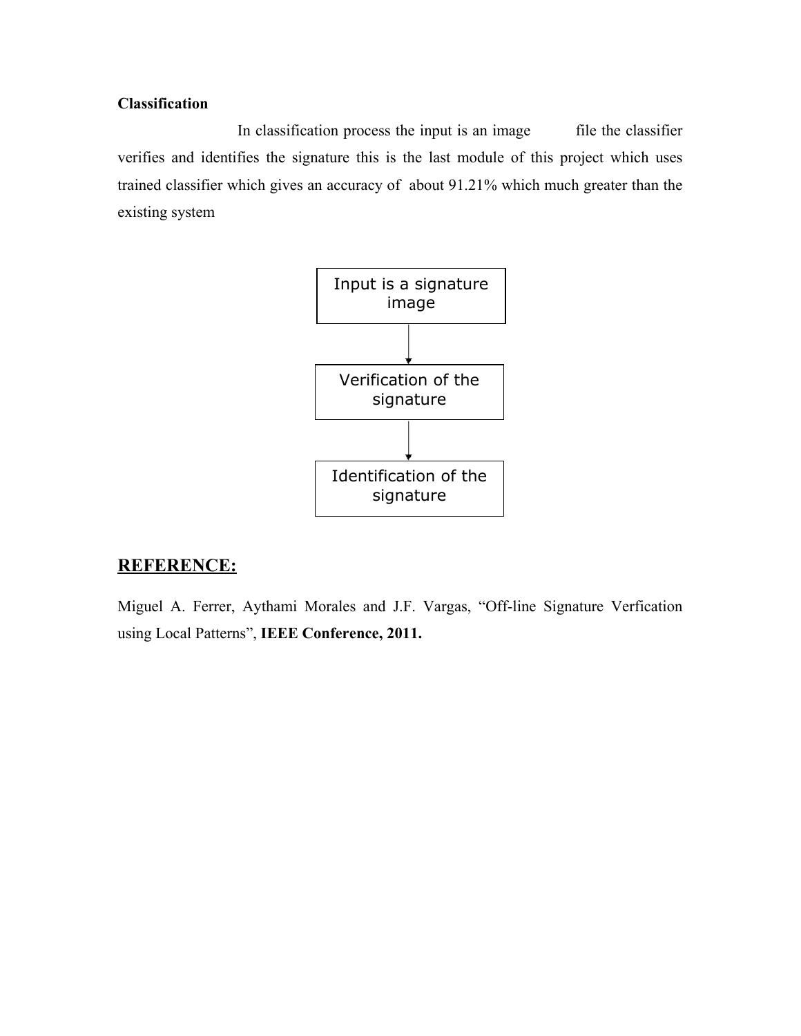**Classification**

In classification process the input is an image file the classifier verifies and identifies the signature this is the last module of this project which uses trained classifier which gives an accuracy of about 91.21% which much greater than the existing system

Input is a signature image

Verification of the signature

Identification of the signature

## REFERENCE:

Miguel A. Ferrer, Aythami Morales and J.F. Vargas, "Off-line Signature Verfication using Local Patterns", **IEEE Conference, 2011.**